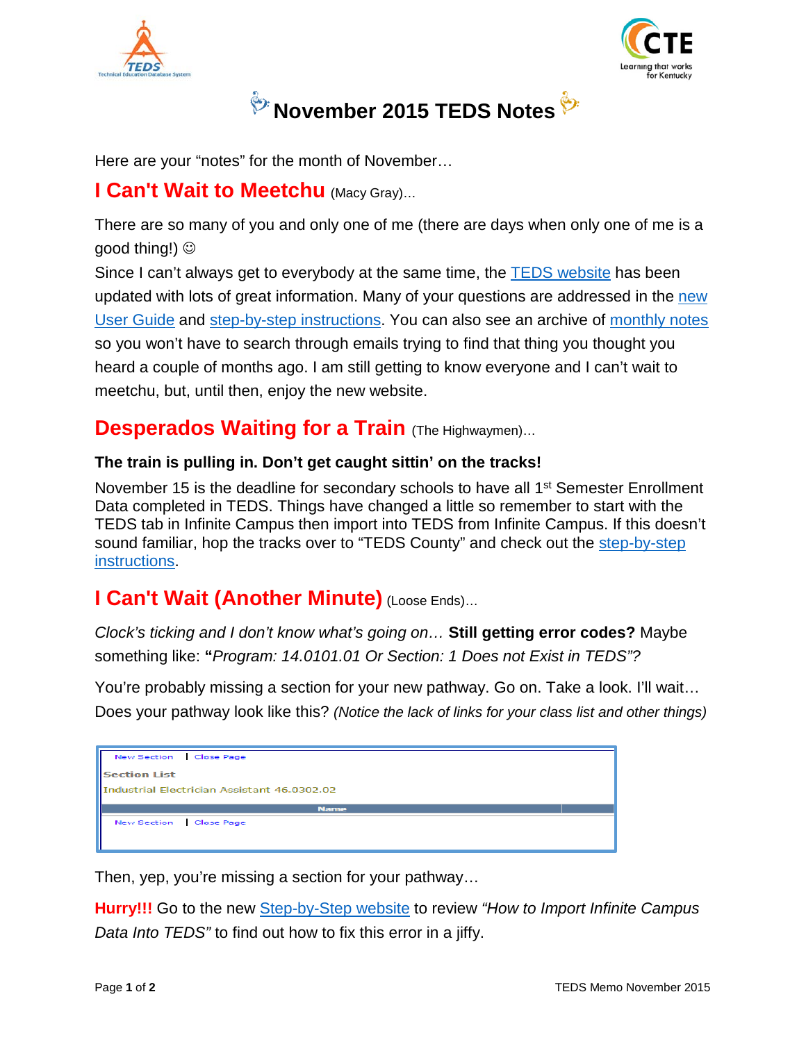# November 2015 TEDS Notes

Here are your "notes" for the month of November…

## I Can't Wait to Meetchu (Macy Gray)…

There are so many of you and only one of me (there are days when only one of me is a good thing!) ☺

Since I can't always get to everybody at the same time, the TEDS website has been updated with lots of great information. Many of your questions are addressed in the new User Guide and step-by-step instructions. You can also see an archive of monthly notes so you won't have to search through emails trying to find that thing you thought you heard a couple of months ago. I am still getting to know everyone and I can't wait to meetchu, but, until then, enjoy the new website.

## Desperados Waiting for a Train (The Highwaymen)…

**The train is pulling in. Don't get caught sittin' on the tracks!**

November 15 is the deadline for secondary schools to have all 1st Semester Enrollment Data completed in TEDS. Things have changed a little so remember to start with the TEDS tab in Infinite Campus then import into TEDS from Infinite Campus. If this doesn't sound familiar, hop the tracks over to "TEDS County" and check out the step-by-step instructions.

## I Can't Wait (Another Minute) (Loose Ends)…

*Clock's ticking and I don't know what's going on…* **Still getting error codes?** Maybe something like: **"***Program: 14.0101.01 Or Section: 1 Does not Exist in TEDS"?*

You're probably missing a section for your new pathway. Go on. Take a look. I'll wait… Does your pathway look like this? *(Notice the lack of links for your class list and other things)*

New Section | Close Page

Section List

Industrial Electrician Assistant 46.0302.02

| Name |
|---|

New Section | Close Page

Then, yep, you're missing a section for your pathway…

**Hurry!!!** Go to the new Step-by-Step website to review *"How to Import Infinite Campus Data Into TEDS"* to find out how to fix this error in a jiffy.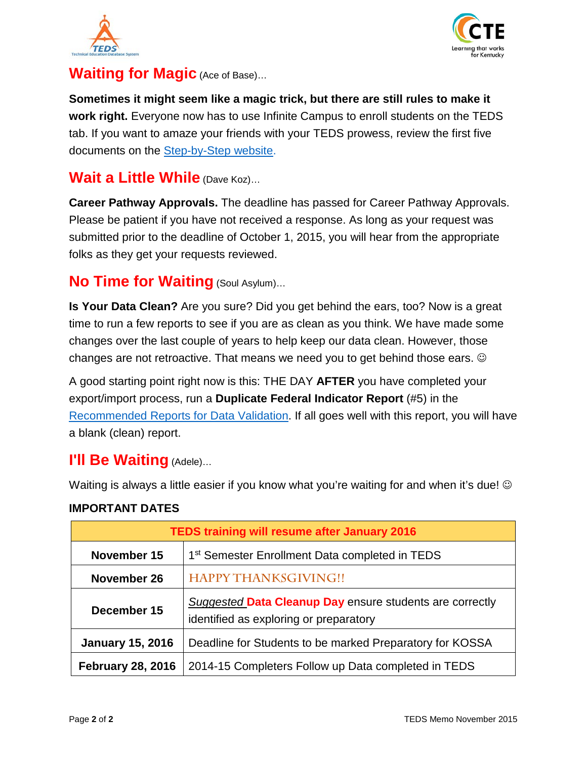## Waiting for Magic (Ace of Base)…

**Sometimes it might seem like a magic trick, but there are still rules to make it work right.** Everyone now has to use Infinite Campus to enroll students on the TEDS tab. If you want to amaze your friends with your TEDS prowess, review the first five documents on the Step-by-Step website.

## Wait a Little While (Dave Koz)…

**Career Pathway Approvals.** The deadline has passed for Career Pathway Approvals. Please be patient if you have not received a response. As long as your request was submitted prior to the deadline of October 1, 2015, you will hear from the appropriate folks as they get your requests reviewed.

## No Time for Waiting (Soul Asylum)…

**Is Your Data Clean?** Are you sure? Did you get behind the ears, too? Now is a great time to run a few reports to see if you are as clean as you think. We have made some changes over the last couple of years to help keep our data clean. However, those changes are not retroactive. That means we need you to get behind those ears. ☺

A good starting point right now is this: THE DAY **AFTER** you have completed your export/import process, run a **Duplicate Federal Indicator Report** (#5) in the Recommended Reports for Data Validation. If all goes well with this report, you will have a blank (clean) report.

## I'll Be Waiting (Adele)…

Waiting is always a little easier if you know what you're waiting for and when it's due! ☺

**IMPORTANT DATES**

| TEDS training will resume after January 2016 | |
|---|---|
| **November 15** | 1st Semester Enrollment Data completed in TEDS |
| **November 26** | HAPPY THANKSGIVING!! |
| **December 15** | *Suggested* **Data Cleanup Day** ensure students are correctly identified as exploring or preparatory |
| **January 15, 2016** | Deadline for Students to be marked Preparatory for KOSSA |
| **February 28, 2016** | 2014-15 Completers Follow up Data completed in TEDS |